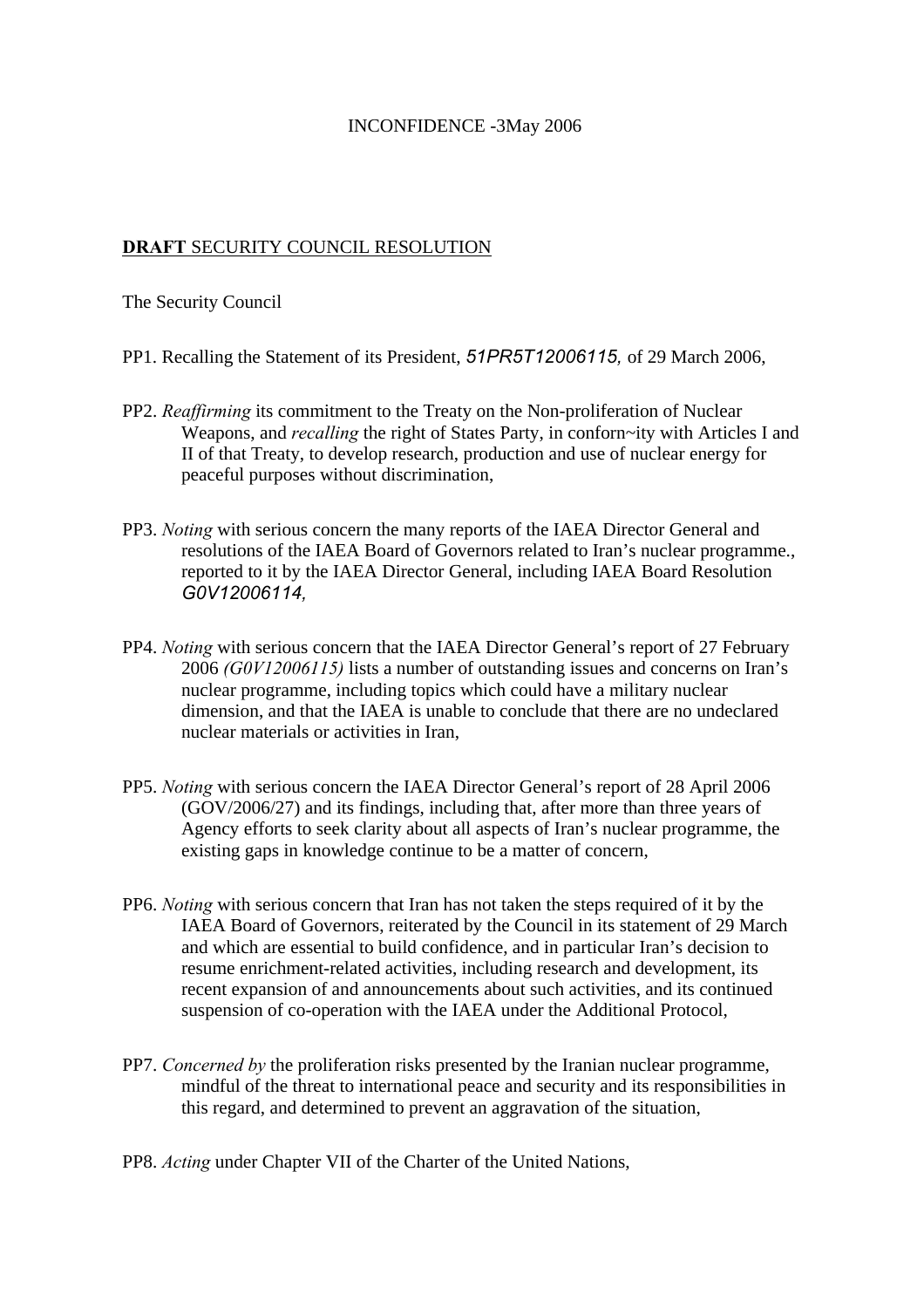INCONFIDENCE -3May 2006

**DRAFT** SECURITY COUNCIL RESOLUTION

The Security Council

PP1. Recalling the Statement of its President, *51PR5T12006115,* of 29 March 2006,

PP2. *Reaffirming* its commitment to the Treaty on the Non-proliferation of Nuclear Weapons, and *recalling* the right of States Party, in conforn~ity with Articles I and II of that Treaty, to develop research, production and use of nuclear energy for peaceful purposes without discrimination,

PP3. *Noting* with serious concern the many reports of the IAEA Director General and resolutions of the IAEA Board of Governors related to Iran's nuclear programme., reported to it by the IAEA Director General, including IAEA Board Resolution *G0V12006114,*

PP4. *Noting* with serious concern that the IAEA Director General's report of 27 February 2006 *(G0V12006115)* lists a number of outstanding issues and concerns on Iran's nuclear programme, including topics which could have a military nuclear dimension, and that the IAEA is unable to conclude that there are no undeclared nuclear materials or activities in Iran,

PP5. *Noting* with serious concern the IAEA Director General's report of 28 April 2006 (GOV/2006/27) and its findings, including that, after more than three years of Agency efforts to seek clarity about all aspects of Iran's nuclear programme, the existing gaps in knowledge continue to be a matter of concern,

PP6. *Noting* with serious concern that Iran has not taken the steps required of it by the IAEA Board of Governors, reiterated by the Council in its statement of 29 March and which are essential to build confidence, and in particular Iran's decision to resume enrichment-related activities, including research and development, its recent expansion of and announcements about such activities, and its continued suspension of co-operation with the IAEA under the Additional Protocol,

PP7. *Concerned by* the proliferation risks presented by the Iranian nuclear programme, mindful of the threat to international peace and security and its responsibilities in this regard, and determined to prevent an aggravation of the situation,

PP8. *Acting* under Chapter VII of the Charter of the United Nations,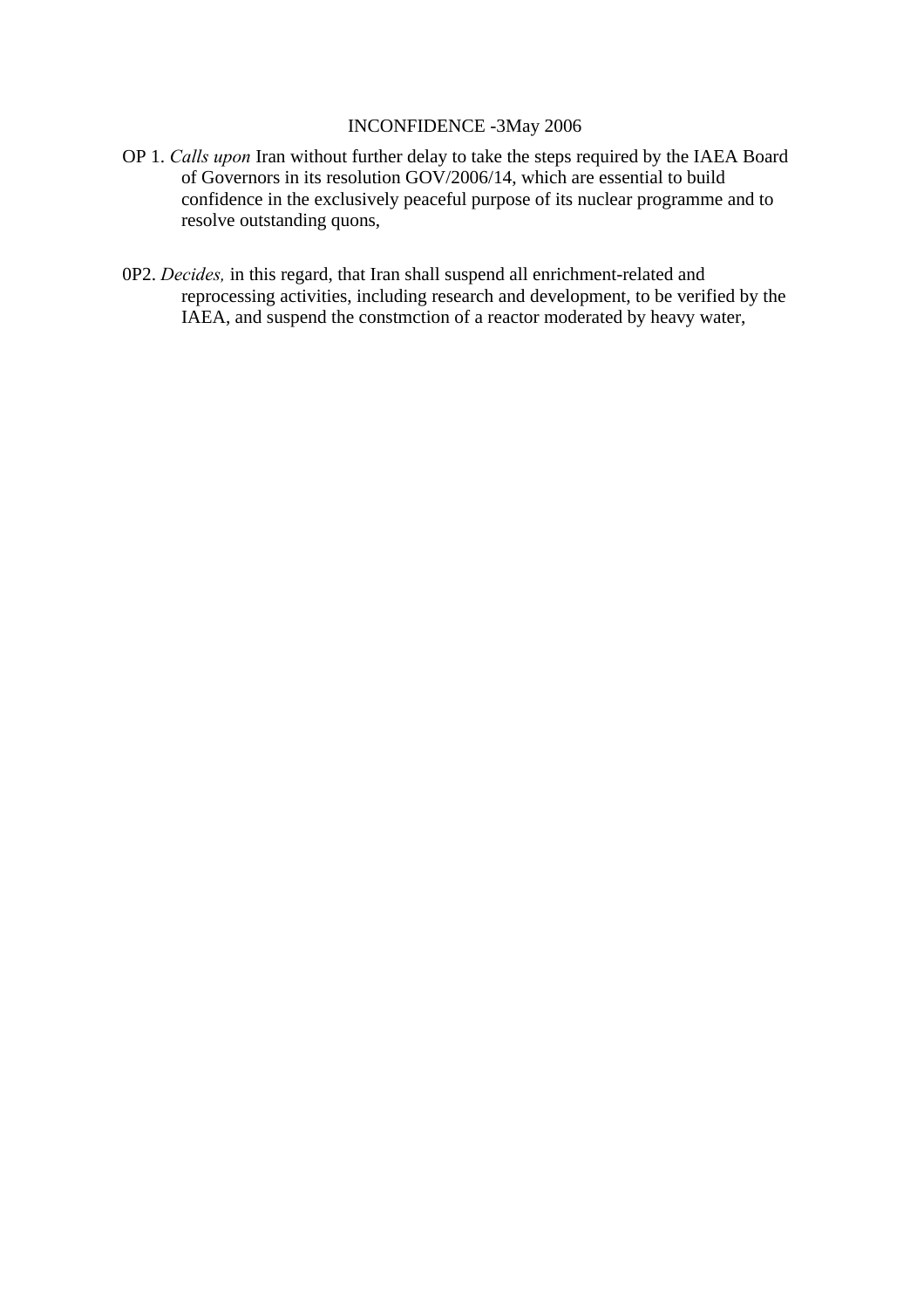INCONFIDENCE -3May 2006

OP 1. *Calls upon* Iran without further delay to take the steps required by the IAEA Board of Governors in its resolution GOV/2006/14, which are essential to build confidence in the exclusively peaceful purpose of its nuclear programme and to resolve outstanding quons,

0P2. *Decides,* in this regard, that Iran shall suspend all enrichment-related and reprocessing activities, including research and development, to be verified by the IAEA, and suspend the constmction of a reactor moderated by heavy water,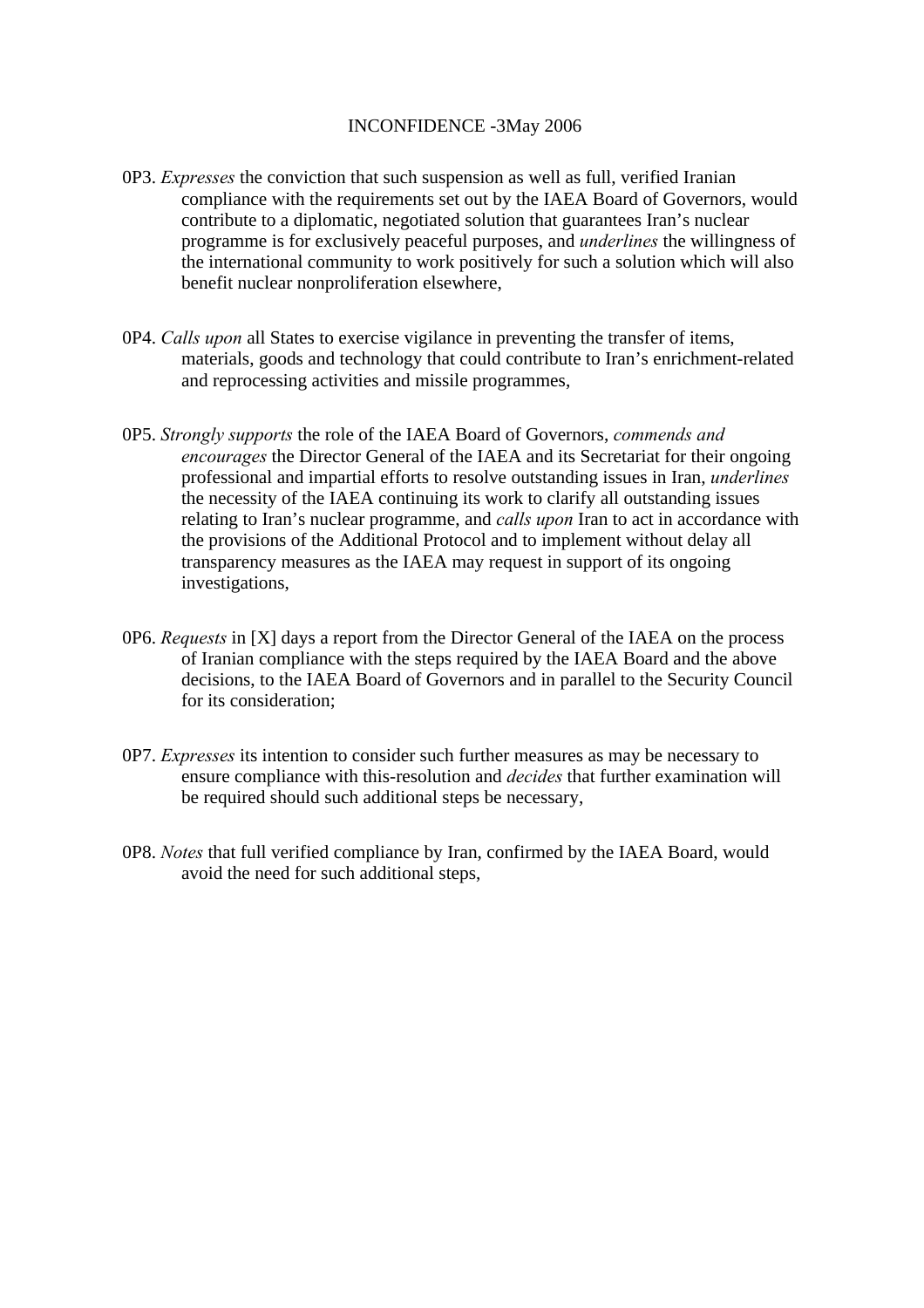INCONFIDENCE -3May 2006

0P3. *Expresses* the conviction that such suspension as well as full, verified Iranian compliance with the requirements set out by the IAEA Board of Governors, would contribute to a diplomatic, negotiated solution that guarantees Iran's nuclear programme is for exclusively peaceful purposes, and *underlines* the willingness of the international community to work positively for such a solution which will also benefit nuclear nonproliferation elsewhere,

0P4. *Calls upon* all States to exercise vigilance in preventing the transfer of items, materials, goods and technology that could contribute to Iran's enrichment-related and reprocessing activities and missile programmes,

0P5. *Strongly supports* the role of the IAEA Board of Governors, *commends and encourages* the Director General of the IAEA and its Secretariat for their ongoing professional and impartial efforts to resolve outstanding issues in Iran, *underlines* the necessity of the IAEA continuing its work to clarify all outstanding issues relating to Iran's nuclear programme, and *calls upon* Iran to act in accordance with the provisions of the Additional Protocol and to implement without delay all transparency measures as the IAEA may request in support of its ongoing investigations,

0P6. *Requests* in [X] days a report from the Director General of the IAEA on the process of Iranian compliance with the steps required by the IAEA Board and the above decisions, to the IAEA Board of Governors and in parallel to the Security Council for its consideration;

0P7. *Expresses* its intention to consider such further measures as may be necessary to ensure compliance with this-resolution and *decides* that further examination will be required should such additional steps be necessary,

0P8. *Notes* that full verified compliance by Iran, confirmed by the IAEA Board, would avoid the need for such additional steps,